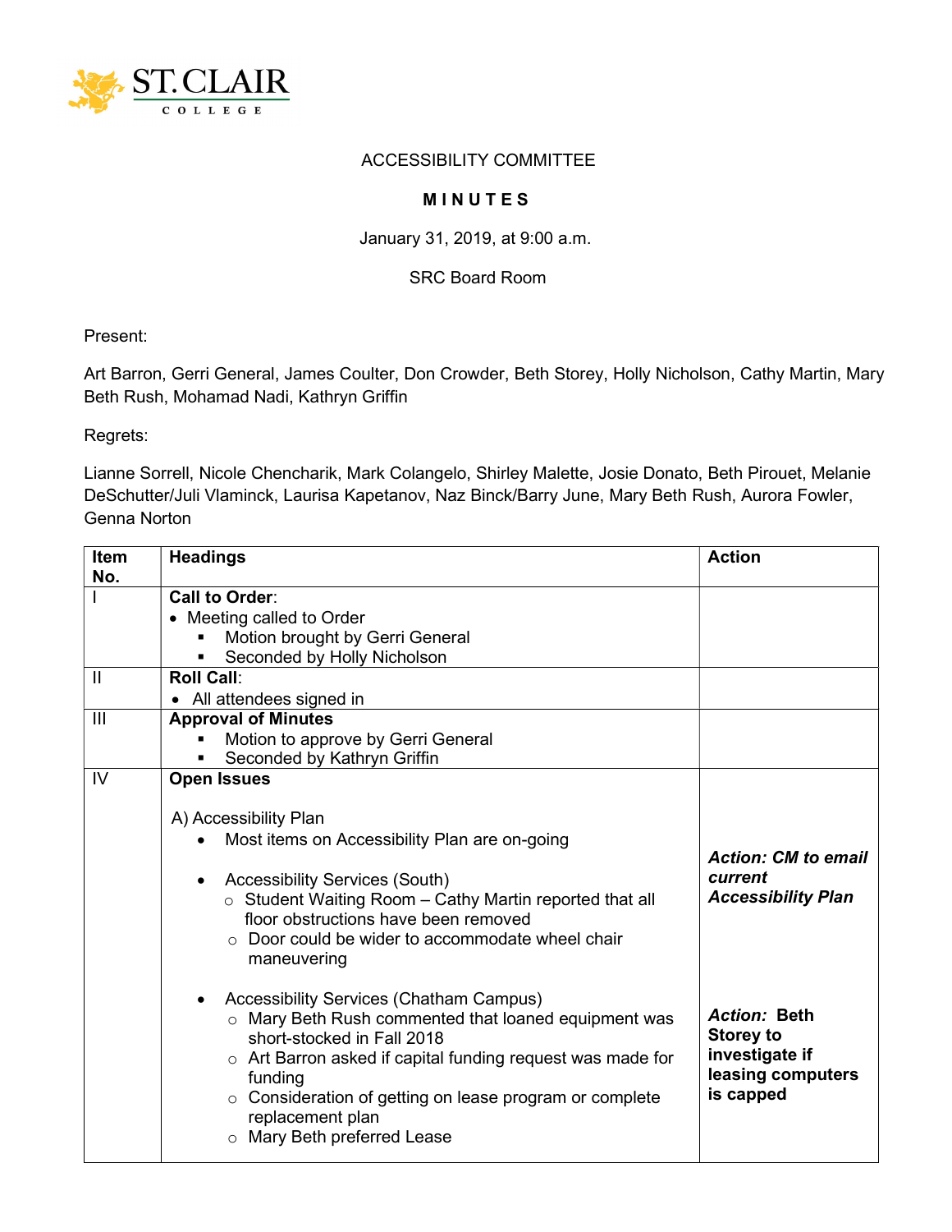ST. CLAIR COLLEGE

ACCESSIBILITY COMMITTEE

**M I N U T E S**

January 31, 2019, at 9:00 a.m.

SRC Board Room

Present:

Art Barron, Gerri General, James Coulter, Don Crowder, Beth Storey, Holly Nicholson, Cathy Martin, Mary Beth Rush, Mohamad Nadi, Kathryn Griffin

Regrets:

Lianne Sorrell, Nicole Chencharik, Mark Colangelo, Shirley Malette, Josie Donato, Beth Pirouet, Melanie DeSchutter/Juli Vlaminck, Laurisa Kapetanov, Naz Binck/Barry June, Mary Beth Rush, Aurora Fowler, Genna Norton

| Item No. | Headings | Action |
|---|---|---|
| I | **Call to Order**:<br>• Meeting called to Order<br>&nbsp;&nbsp;▪ Motion brought by Gerri General<br>&nbsp;&nbsp;▪ Seconded by Holly Nicholson | |
| II | **Roll Call**:<br>• All attendees signed in | |
| III | **Approval of Minutes**<br>&nbsp;&nbsp;▪ Motion to approve by Gerri General<br>&nbsp;&nbsp;▪ Seconded by Kathryn Griffin | |
| IV | **Open Issues**<br><br>A) Accessibility Plan<br>• Most items on Accessibility Plan are on-going<br><br>• Accessibility Services (South)<br>&nbsp;&nbsp;○ Student Waiting Room – Cathy Martin reported that all floor obstructions have been removed<br>&nbsp;&nbsp;○ Door could be wider to accommodate wheel chair maneuvering<br><br>• Accessibility Services (Chatham Campus)<br>&nbsp;&nbsp;○ Mary Beth Rush commented that loaned equipment was short-stocked in Fall 2018<br>&nbsp;&nbsp;○ Art Barron asked if capital funding request was made for funding<br>&nbsp;&nbsp;○ Consideration of getting on lease program or complete replacement plan<br>&nbsp;&nbsp;○ Mary Beth preferred Lease | ***Action: CM to email current Accessibility Plan***<br><br>***Action:* Beth Storey to investigate if leasing computers is capped** |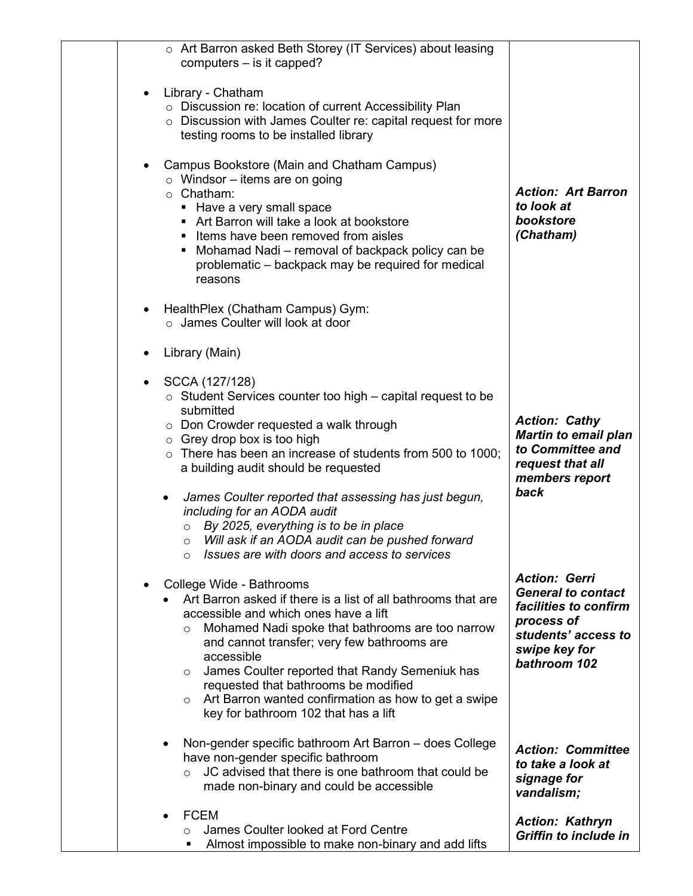| | | |
|---|---|---|
| | ◦ Art Barron asked Beth Storey (IT Services) about leasing computers – is it capped?<br><br>• Library - Chatham<br>◦ Discussion re: location of current Accessibility Plan<br>◦ Discussion with James Coulter re: capital request for more testing rooms to be installed library<br><br>• Campus Bookstore (Main and Chatham Campus)<br>◦ Windsor – items are on going<br>◦ Chatham:<br>▪ Have a very small space<br>▪ Art Barron will take a look at bookstore<br>▪ Items have been removed from aisles<br>▪ Mohamad Nadi – removal of backpack policy can be problematic – backpack may be required for medical reasons<br><br>• HealthPlex (Chatham Campus) Gym:<br>◦ James Coulter will look at door<br><br>• Library (Main)<br><br>• SCCA (127/128)<br>◦ Student Services counter too high – capital request to be submitted<br>◦ Don Crowder requested a walk through<br>◦ Grey drop box is too high<br>◦ There has been an increase of students from 500 to 1000; a building audit should be requested<br><br>• *James Coulter reported that assessing has just begun, including for an AODA audit*<br>◦ *By 2025, everything is to be in place*<br>◦ *Will ask if an AODA audit can be pushed forward*<br>◦ *Issues are with doors and access to services*<br><br>• College Wide - Bathrooms<br>• Art Barron asked if there is a list of all bathrooms that are accessible and which ones have a lift<br>◦ Mohamed Nadi spoke that bathrooms are too narrow and cannot transfer; very few bathrooms are accessible<br>◦ James Coulter reported that Randy Semeniuk has requested that bathrooms be modified<br>◦ Art Barron wanted confirmation as how to get a swipe key for bathroom 102 that has a lift<br><br>• Non-gender specific bathroom Art Barron – does College have non-gender specific bathroom<br>◦ JC advised that there is one bathroom that could be made non-binary and could be accessible<br><br>• FCEM<br>◦ James Coulter looked at Ford Centre<br>▪ Almost impossible to make non-binary and add lifts | ***Action: Art Barron to look at bookstore (Chatham)***<br><br>***Action: Cathy Martin to email plan to Committee and request that all members report back***<br><br>***Action: Gerri General to contact facilities to confirm process of students' access to swipe key for bathroom 102***<br><br>***Action: Committee to take a look at signage for vandalism;***<br><br>***Action: Kathryn Griffin to include in*** |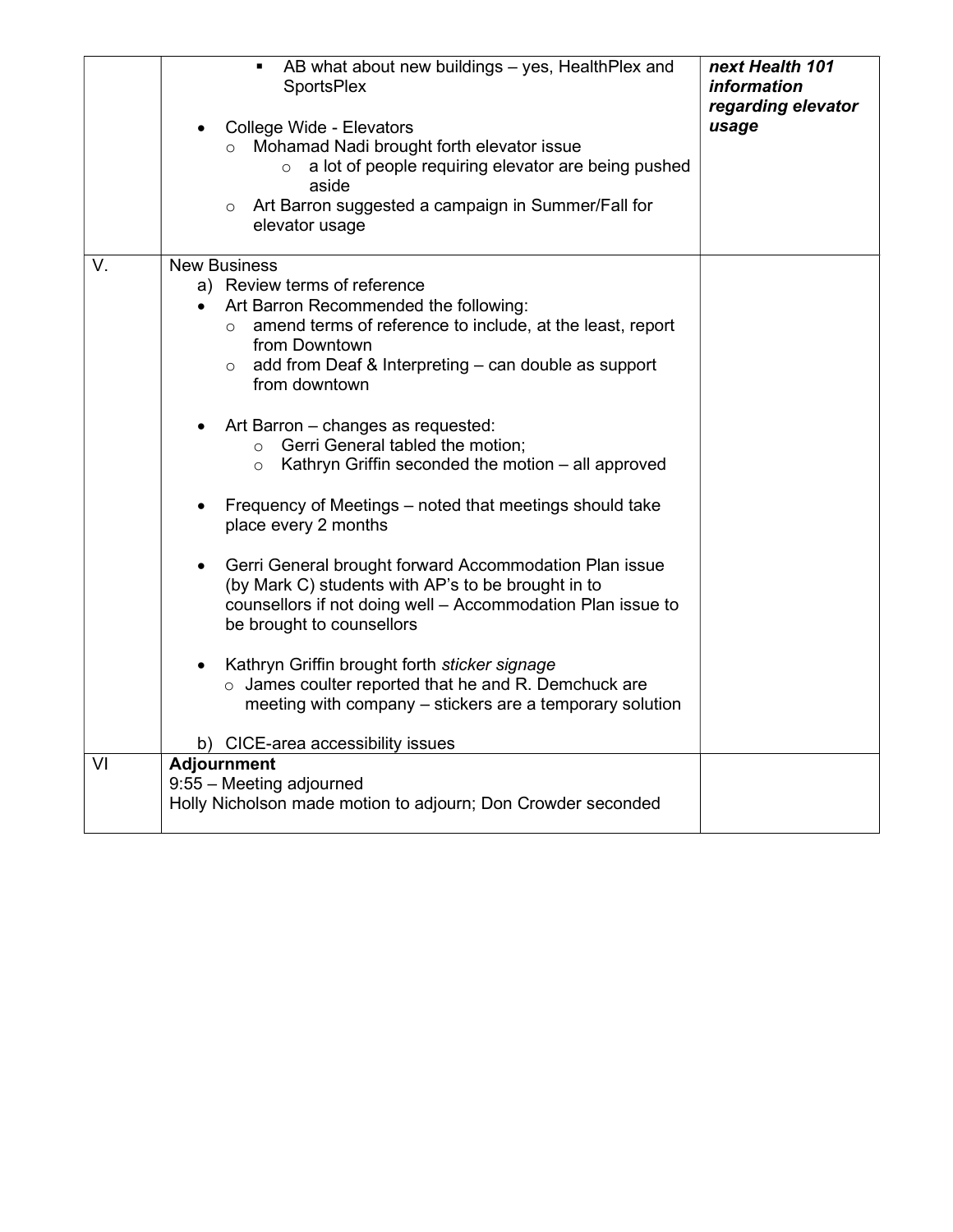| | | |
|---|---|---|
| | ▪ AB what about new buildings – yes, HealthPlex and SportsPlex<br><br>• College Wide - Elevators<br>  ○ Mohamad Nadi brought forth elevator issue<br>    ○ a lot of people requiring elevator are being pushed aside<br>  ○ Art Barron suggested a campaign in Summer/Fall for elevator usage | ***next Health 101 information regarding elevator usage*** |
| V. | New Business<br>a) Review terms of reference<br>• Art Barron Recommended the following:<br>  ○ amend terms of reference to include, at the least, report from Downtown<br>  ○ add from Deaf & Interpreting – can double as support from downtown<br><br>• Art Barron – changes as requested:<br>  ○ Gerri General tabled the motion;<br>  ○ Kathryn Griffin seconded the motion – all approved<br><br>• Frequency of Meetings – noted that meetings should take place every 2 months<br><br>• Gerri General brought forward Accommodation Plan issue (by Mark C) students with AP's to be brought in to counsellors if not doing well – Accommodation Plan issue to be brought to counsellors<br><br>• Kathryn Griffin brought forth *sticker signage*<br>  ○ James coulter reported that he and R. Demchuck are meeting with company – stickers are a temporary solution<br><br>b) CICE-area accessibility issues | |
| VI | **Adjournment**<br>9:55 – Meeting adjourned<br>Holly Nicholson made motion to adjourn; Don Crowder seconded | |